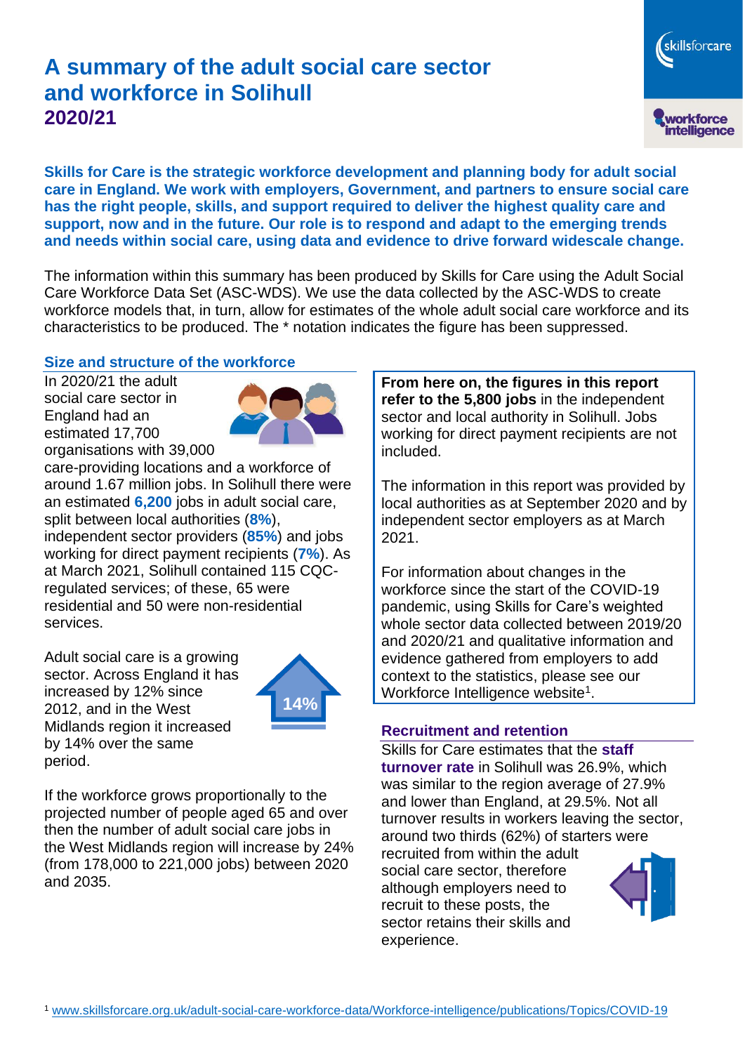# A summary of the adult social care sector and workforce in Solihull
## 2020/21

**Skills for Care is the strategic workforce development and planning body for adult social care in England. We work with employers, Government, and partners to ensure social care has the right people, skills, and support required to deliver the highest quality care and support, now and in the future. Our role is to respond and adapt to the emerging trends and needs within social care, using data and evidence to drive forward widescale change.**

The information within this summary has been produced by Skills for Care using the Adult Social Care Workforce Data Set (ASC-WDS). We use the data collected by the ASC-WDS to create workforce models that, in turn, allow for estimates of the whole adult social care workforce and its characteristics to be produced. The * notation indicates the figure has been suppressed.

### Size and structure of the workforce

In 2020/21 the adult social care sector in England had an estimated 17,700 organisations with 39,000 care-providing locations and a workforce of around 1.67 million jobs. In Solihull there were an estimated **6,200** jobs in adult social care, split between local authorities (**8%**), independent sector providers (**85%**) and jobs working for direct payment recipients (**7%**). As at March 2021, Solihull contained 115 CQC-regulated services; of these, 65 were residential and 50 were non-residential services.

Adult social care is a growing sector. Across England it has increased by 12% since 2012, and in the West Midlands region it increased by 14% over the same period.

14%

If the workforce grows proportionally to the projected number of people aged 65 and over then the number of adult social care jobs in the West Midlands region will increase by 24% (from 178,000 to 221,000 jobs) between 2020 and 2035.

**From here on, the figures in this report refer to the 5,800 jobs** in the independent sector and local authority in Solihull. Jobs working for direct payment recipients are not included.

The information in this report was provided by local authorities as at September 2020 and by independent sector employers as at March 2021.

For information about changes in the workforce since the start of the COVID-19 pandemic, using Skills for Care's weighted whole sector data collected between 2019/20 and 2020/21 and qualitative information and evidence gathered from employers to add context to the statistics, please see our Workforce Intelligence website[1].

### Recruitment and retention

Skills for Care estimates that the **staff turnover rate** in Solihull was 26.9%, which was similar to the region average of 27.9% and lower than England, at 29.5%. Not all turnover results in workers leaving the sector, around two thirds (62%) of starters were recruited from within the adult social care sector, therefore although employers need to recruit to these posts, the sector retains their skills and experience.

[1] www.skillsforcare.org.uk/adult-social-care-workforce-data/Workforce-intelligence/publications/Topics/COVID-19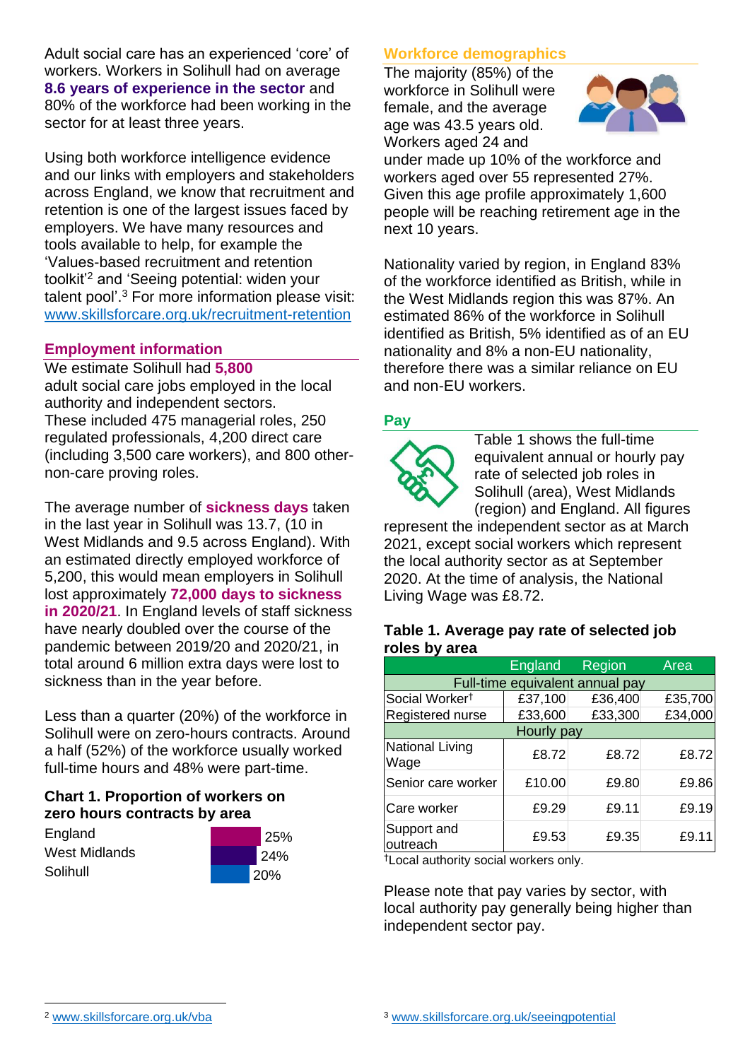Adult social care has an experienced 'core' of workers. Workers in Solihull had on average **8.6 years of experience in the sector** and 80% of the workforce had been working in the sector for at least three years.

Using both workforce intelligence evidence and our links with employers and stakeholders across England, we know that recruitment and retention is one of the largest issues faced by employers. We have many resources and tools available to help, for example the 'Values-based recruitment and retention toolkit'[2] and 'Seeing potential: widen your talent pool'.[3] For more information please visit: www.skillsforcare.org.uk/recruitment-retention

## Employment information

We estimate Solihull had **5,800** adult social care jobs employed in the local authority and independent sectors. These included 475 managerial roles, 250 regulated professionals, 4,200 direct care (including 3,500 care workers), and 800 other-non-care proving roles.

The average number of **sickness days** taken in the last year in Solihull was 13.7, (10 in West Midlands and 9.5 across England). With an estimated directly employed workforce of 5,200, this would mean employers in Solihull lost approximately **72,000 days to sickness in 2020/21**. In England levels of staff sickness have nearly doubled over the course of the pandemic between 2019/20 and 2020/21, in total around 6 million extra days were lost to sickness than in the year before.

Less than a quarter (20%) of the workforce in Solihull were on zero-hours contracts. Around a half (52%) of the workforce usually worked full-time hours and 48% were part-time.

### Chart 1. Proportion of workers on zero hours contracts by area

| Area | Proportion |
|---|---|
| England | 25% |
| West Midlands | 24% |
| Solihull | 20% |

## Workforce demographics

The majority (85%) of the workforce in Solihull were female, and the average age was 43.5 years old. Workers aged 24 and under made up 10% of the workforce and workers aged over 55 represented 27%. Given this age profile approximately 1,600 people will be reaching retirement age in the next 10 years.

Nationality varied by region, in England 83% of the workforce identified as British, while in the West Midlands region this was 87%. An estimated 86% of the workforce in Solihull identified as British, 5% identified as of an EU nationality and 8% a non-EU nationality, therefore there was a similar reliance on EU and non-EU workers.

## Pay

Table 1 shows the full-time equivalent annual or hourly pay rate of selected job roles in Solihull (area), West Midlands (region) and England. All figures represent the independent sector as at March 2021, except social workers which represent the local authority sector as at September 2020. At the time of analysis, the National Living Wage was £8.72.

### Table 1. Average pay rate of selected job roles by area

| | England | Region | Area |
|---|---|---|---|
| **Full-time equivalent annual pay** | | | |
| Social Worker† | £37,100 | £36,400 | £35,700 |
| Registered nurse | £33,600 | £33,300 | £34,000 |
| **Hourly pay** | | | |
| National Living Wage | £8.72 | £8.72 | £8.72 |
| Senior care worker | £10.00 | £9.80 | £9.86 |
| Care worker | £9.29 | £9.11 | £9.19 |
| Support and outreach | £9.53 | £9.35 | £9.11 |

†Local authority social workers only.

Please note that pay varies by sector, with local authority pay generally being higher than independent sector pay.

[2] www.skillsforcare.org.uk/vba

[3] www.skillsforcare.org.uk/seeingpotential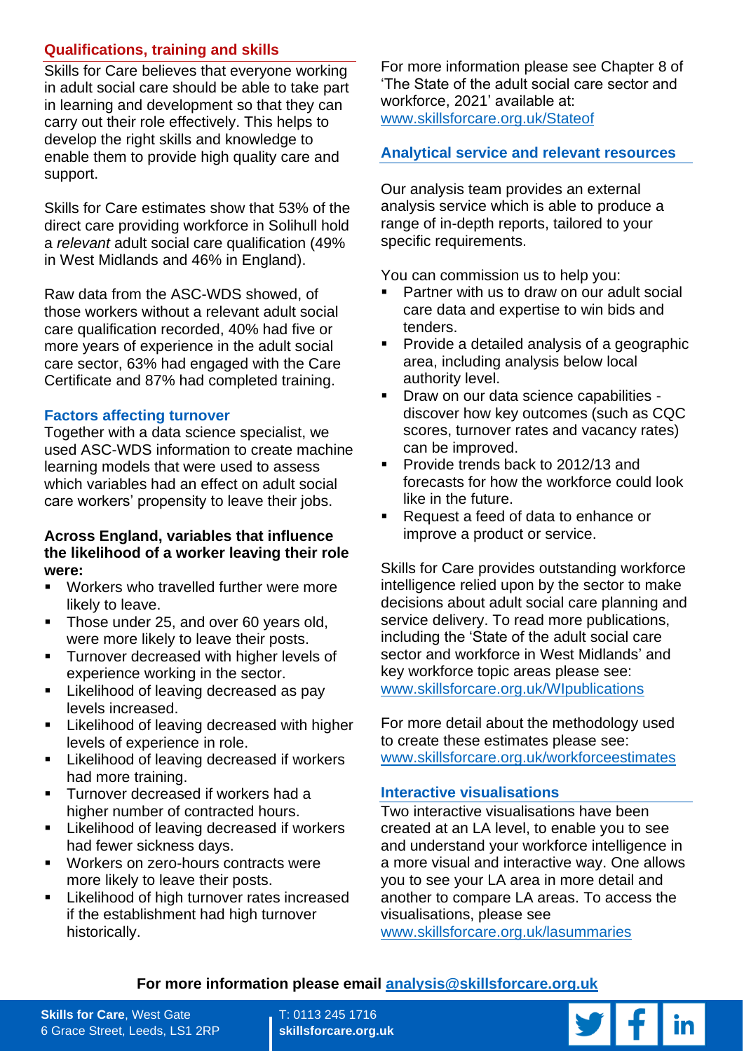## Qualifications, training and skills

Skills for Care believes that everyone working in adult social care should be able to take part in learning and development so that they can carry out their role effectively. This helps to develop the right skills and knowledge to enable them to provide high quality care and support.

Skills for Care estimates show that 53% of the direct care providing workforce in Solihull hold a *relevant* adult social care qualification (49% in West Midlands and 46% in England).

Raw data from the ASC-WDS showed, of those workers without a relevant adult social care qualification recorded, 40% had five or more years of experience in the adult social care sector, 63% had engaged with the Care Certificate and 87% had completed training.

## Factors affecting turnover

Together with a data science specialist, we used ASC-WDS information to create machine learning models that were used to assess which variables had an effect on adult social care workers' propensity to leave their jobs.

**Across England, variables that influence the likelihood of a worker leaving their role were:**

- Workers who travelled further were more likely to leave.
- Those under 25, and over 60 years old, were more likely to leave their posts.
- Turnover decreased with higher levels of experience working in the sector.
- Likelihood of leaving decreased as pay levels increased.
- Likelihood of leaving decreased with higher levels of experience in role.
- Likelihood of leaving decreased if workers had more training.
- Turnover decreased if workers had a higher number of contracted hours.
- Likelihood of leaving decreased if workers had fewer sickness days.
- Workers on zero-hours contracts were more likely to leave their posts.
- Likelihood of high turnover rates increased if the establishment had high turnover historically.

For more information please see Chapter 8 of 'The State of the adult social care sector and workforce, 2021' available at: www.skillsforcare.org.uk/Stateof

## Analytical service and relevant resources

Our analysis team provides an external analysis service which is able to produce a range of in-depth reports, tailored to your specific requirements.

You can commission us to help you:

- Partner with us to draw on our adult social care data and expertise to win bids and tenders.
- Provide a detailed analysis of a geographic area, including analysis below local authority level.
- Draw on our data science capabilities - discover how key outcomes (such as CQC scores, turnover rates and vacancy rates) can be improved.
- Provide trends back to 2012/13 and forecasts for how the workforce could look like in the future.
- Request a feed of data to enhance or improve a product or service.

Skills for Care provides outstanding workforce intelligence relied upon by the sector to make decisions about adult social care planning and service delivery. To read more publications, including the 'State of the adult social care sector and workforce in West Midlands' and key workforce topic areas please see: www.skillsforcare.org.uk/WIpublications

For more detail about the methodology used to create these estimates please see: www.skillsforcare.org.uk/workforceestimates

## Interactive visualisations

Two interactive visualisations have been created at an LA level, to enable you to see and understand your workforce intelligence in a more visual and interactive way. One allows you to see your LA area in more detail and another to compare LA areas. To access the visualisations, please see www.skillsforcare.org.uk/lasummaries

**For more information please email analysis@skillsforcare.org.uk**

**Skills for Care**, West Gate
6 Grace Street, Leeds, LS1 2RP

T: 0113 245 1716
**skillsforcare.org.uk**